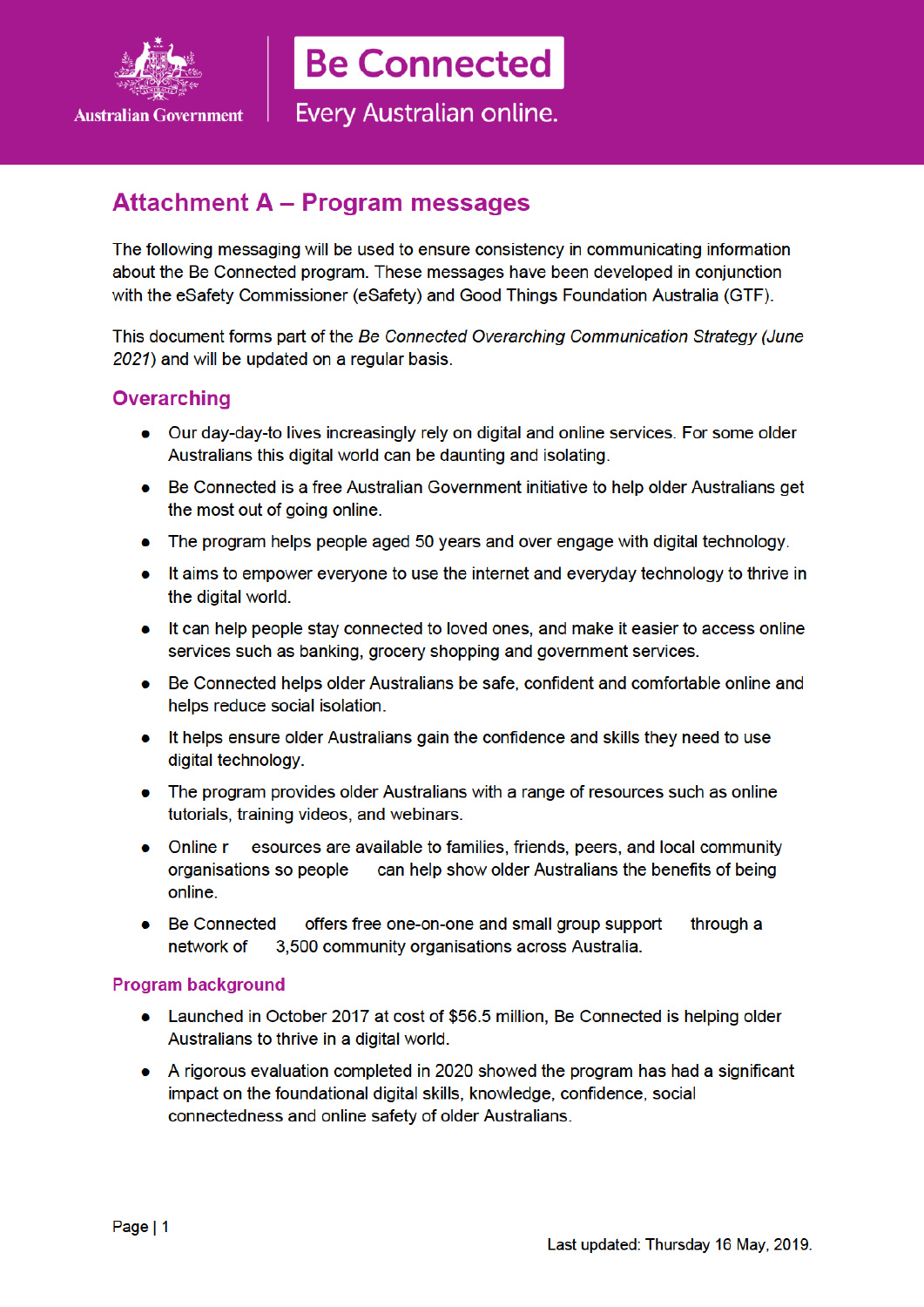Australian Government

**Be Connected**

Every Australian online.

# Attachment A – Program messages

The following messaging will be used to ensure consistency in communicating information about the Be Connected program. These messages have been developed in conjunction with the eSafety Commissioner (eSafety) and Good Things Foundation Australia (GTF).

This document forms part of the *Be Connected Overarching Communication Strategy (June 2021)* and will be updated on a regular basis.

## Overarching

- Our day-day-to lives increasingly rely on digital and online services. For some older Australians this digital world can be daunting and isolating.
- Be Connected is a free Australian Government initiative to help older Australians get the most out of going online.
- The program helps people aged 50 years and over engage with digital technology.
- It aims to empower everyone to use the internet and everyday technology to thrive in the digital world.
- It can help people stay connected to loved ones, and make it easier to access online services such as banking, grocery shopping and government services.
- Be Connected helps older Australians be safe, confident and comfortable online and helps reduce social isolation.
- It helps ensure older Australians gain the confidence and skills they need to use digital technology.
- The program provides older Australians with a range of resources such as online tutorials, training videos, and webinars.
- Online r esources are available to families, friends, peers, and local community organisations so people can help show older Australians the benefits of being online.
- Be Connected offers free one-on-one and small group support through a network of 3,500 community organisations across Australia.

### Program background

- Launched in October 2017 at cost of $56.5 million, Be Connected is helping older Australians to thrive in a digital world.
- A rigorous evaluation completed in 2020 showed the program has had a significant impact on the foundational digital skills, knowledge, confidence, social connectedness and online safety of older Australians.

Last updated: Thursday 16 May, 2019.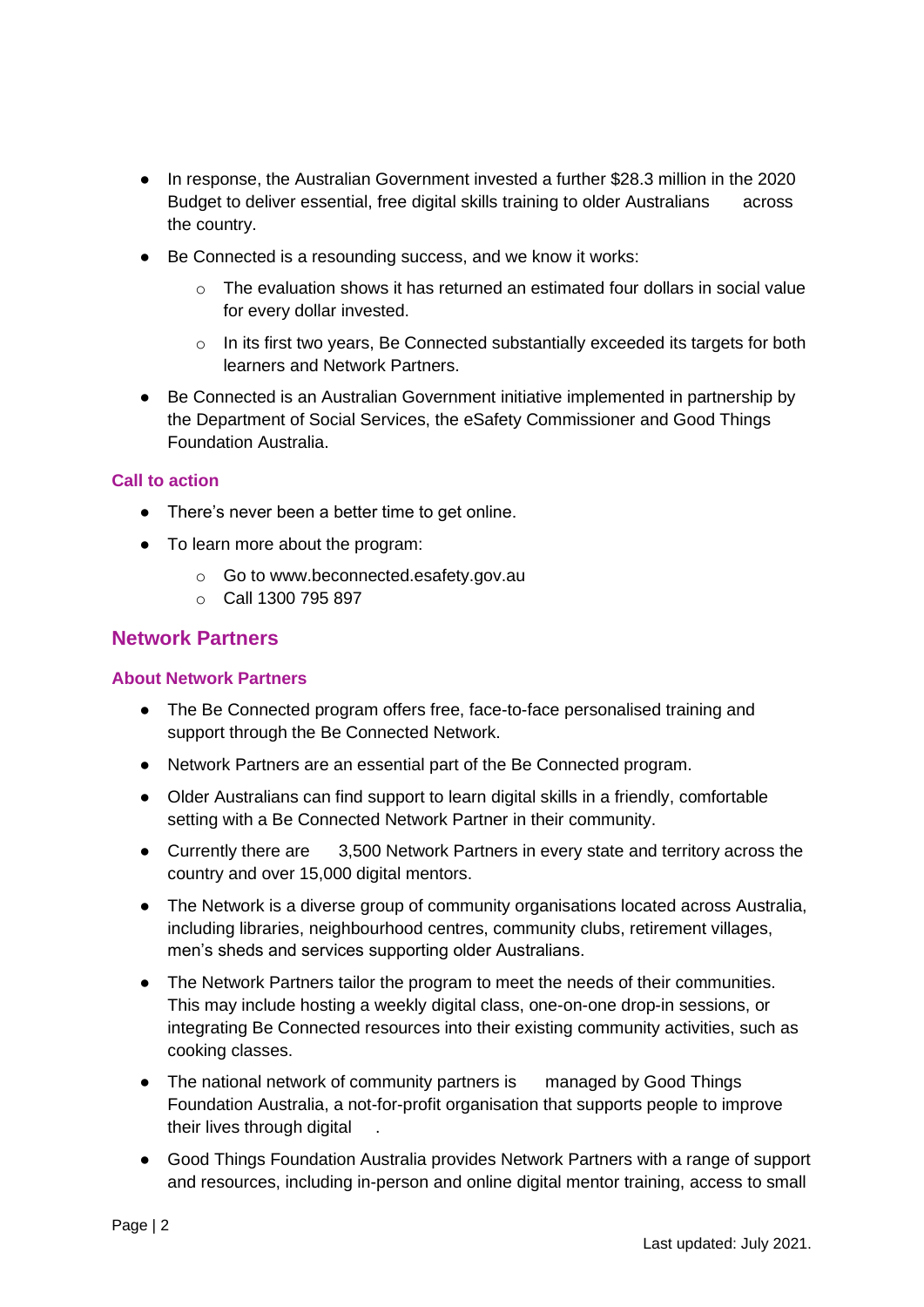- In response, the Australian Government invested a further $28.3 million in the 2020 Budget to deliver essential, free digital skills training to older Australians across the country.
- Be Connected is a resounding success, and we know it works:
  - The evaluation shows it has returned an estimated four dollars in social value for every dollar invested.
  - In its first two years, Be Connected substantially exceeded its targets for both learners and Network Partners.
- Be Connected is an Australian Government initiative implemented in partnership by the Department of Social Services, the eSafety Commissioner and Good Things Foundation Australia.

### Call to action

- There's never been a better time to get online.
- To learn more about the program:
  - Go to www.beconnected.esafety.gov.au
  - Call 1300 795 897

## Network Partners

### About Network Partners

- The Be Connected program offers free, face-to-face personalised training and support through the Be Connected Network.
- Network Partners are an essential part of the Be Connected program.
- Older Australians can find support to learn digital skills in a friendly, comfortable setting with a Be Connected Network Partner in their community.
- Currently there are 3,500 Network Partners in every state and territory across the country and over 15,000 digital mentors.
- The Network is a diverse group of community organisations located across Australia, including libraries, neighbourhood centres, community clubs, retirement villages, men's sheds and services supporting older Australians.
- The Network Partners tailor the program to meet the needs of their communities. This may include hosting a weekly digital class, one-on-one drop-in sessions, or integrating Be Connected resources into their existing community activities, such as cooking classes.
- The national network of community partners is managed by Good Things Foundation Australia, a not-for-profit organisation that supports people to improve their lives through digital .
- Good Things Foundation Australia provides Network Partners with a range of support and resources, including in-person and online digital mentor training, access to small

Last updated: July 2021.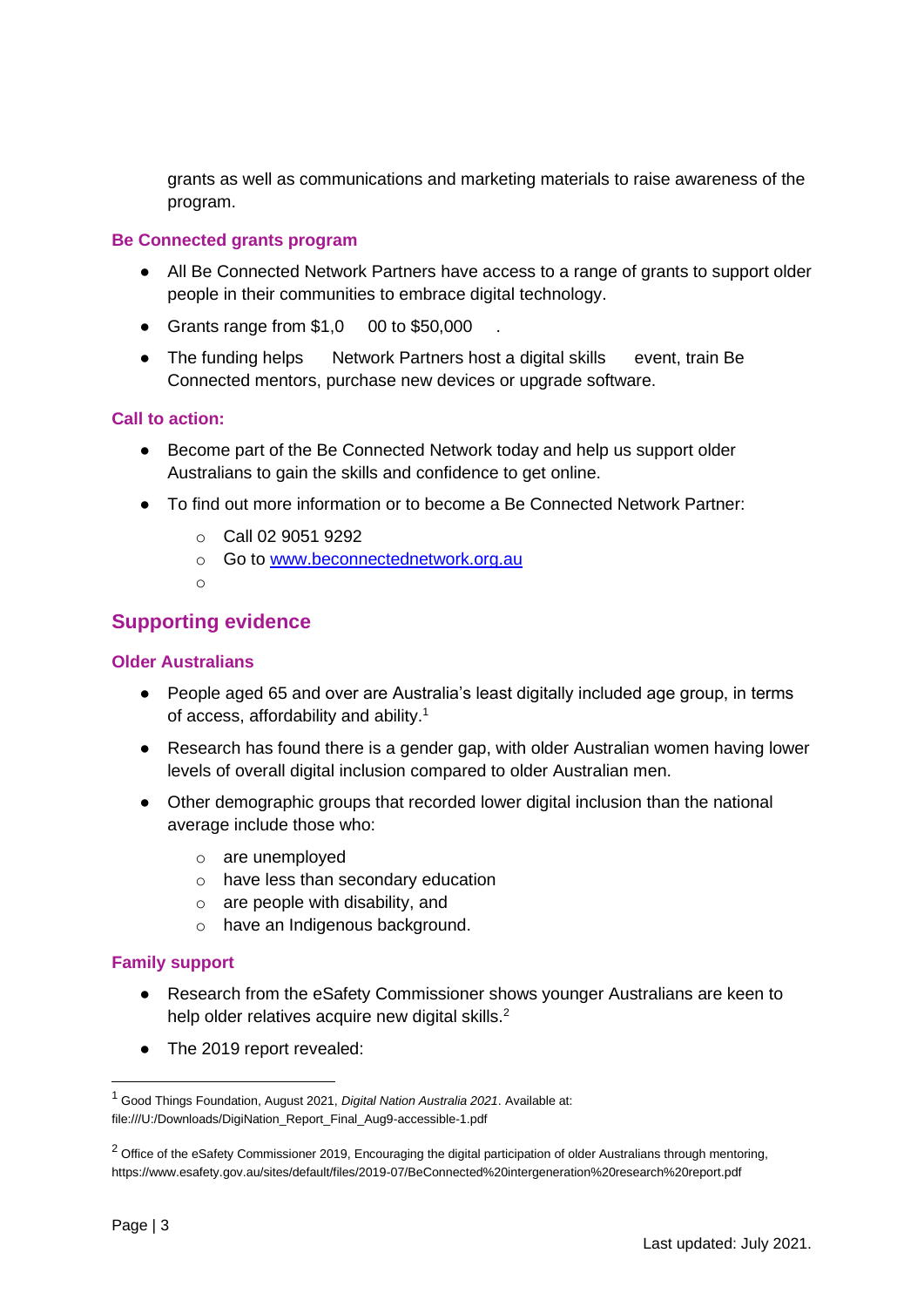grants as well as communications and marketing materials to raise awareness of the program.

### Be Connected grants program

- All Be Connected Network Partners have access to a range of grants to support older people in their communities to embrace digital technology.
- Grants range from $1,000 to $50,000.
- The funding helps Network Partners host a digital skills event, train Be Connected mentors, purchase new devices or upgrade software.

### Call to action:

- Become part of the Be Connected Network today and help us support older Australians to gain the skills and confidence to get online.
- To find out more information or to become a Be Connected Network Partner:
    - Call 02 9051 9292
    - Go to [www.beconnectednetwork.org.au](http://www.beconnectednetwork.org.au)

## Supporting evidence

### Older Australians

- People aged 65 and over are Australia's least digitally included age group, in terms of access, affordability and ability.[1]
- Research has found there is a gender gap, with older Australian women having lower levels of overall digital inclusion compared to older Australian men.
- Other demographic groups that recorded lower digital inclusion than the national average include those who:
    - are unemployed
    - have less than secondary education
    - are people with disability, and
    - have an Indigenous background.

### Family support

- Research from the eSafety Commissioner shows younger Australians are keen to help older relatives acquire new digital skills.[2]
- The 2019 report revealed:

---

[1] Good Things Foundation, August 2021, *Digital Nation Australia 2021*. Available at: file:///U:/Downloads/DigiNation_Report_Final_Aug9-accessible-1.pdf

[2] Office of the eSafety Commissioner 2019, Encouraging the digital participation of older Australians through mentoring, https://www.esafety.gov.au/sites/default/files/2019-07/BeConnected%20intergeneration%20research%20report.pdf

Last updated: July 2021.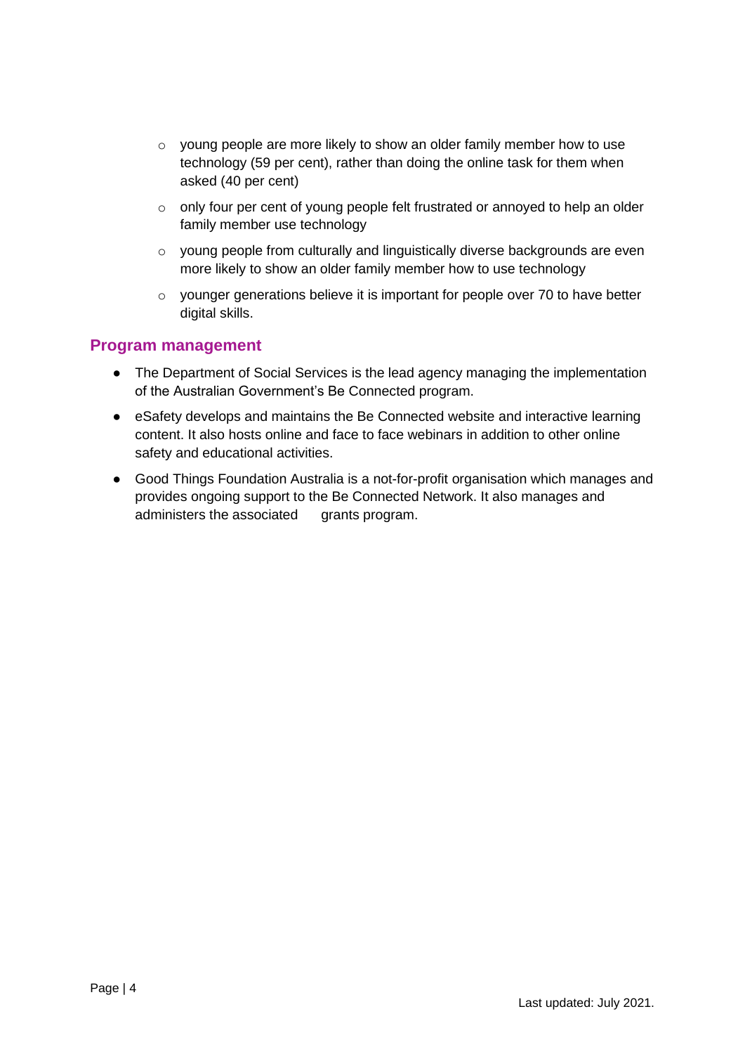- young people are more likely to show an older family member how to use technology (59 per cent), rather than doing the online task for them when asked (40 per cent)
  - only four per cent of young people felt frustrated or annoyed to help an older family member use technology
  - young people from culturally and linguistically diverse backgrounds are even more likely to show an older family member how to use technology
  - younger generations believe it is important for people over 70 to have better digital skills.

## Program management

- The Department of Social Services is the lead agency managing the implementation of the Australian Government's Be Connected program.
- eSafety develops and maintains the Be Connected website and interactive learning content. It also hosts online and face to face webinars in addition to other online safety and educational activities.
- Good Things Foundation Australia is a not-for-profit organisation which manages and provides ongoing support to the Be Connected Network. It also manages and administers the associated grants program.

Last updated: July 2021.